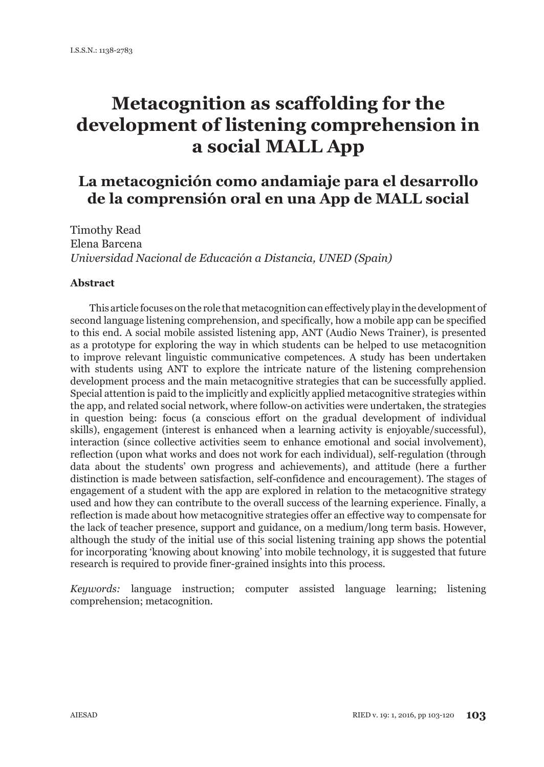# Metacognition as scaffolding for the development of listening comprehension in a social MALL App

## La metacognición como andamiaje para el desarrollo de la comprensión oral en una App de MALL social

Timothy Read
Elena Barcena
*Universidad Nacional de Educación a Distancia, UNED (Spain)*

### Abstract

This article focuses on the role that metacognition can effectively play in the development of second language listening comprehension, and specifically, how a mobile app can be specified to this end. A social mobile assisted listening app, ANT (Audio News Trainer), is presented as a prototype for exploring the way in which students can be helped to use metacognition to improve relevant linguistic communicative competences. A study has been undertaken with students using ANT to explore the intricate nature of the listening comprehension development process and the main metacognitive strategies that can be successfully applied. Special attention is paid to the implicitly and explicitly applied metacognitive strategies within the app, and related social network, where follow-on activities were undertaken, the strategies in question being: focus (a conscious effort on the gradual development of individual skills), engagement (interest is enhanced when a learning activity is enjoyable/successful), interaction (since collective activities seem to enhance emotional and social involvement), reflection (upon what works and does not work for each individual), self-regulation (through data about the students' own progress and achievements), and attitude (here a further distinction is made between satisfaction, self-confidence and encouragement). The stages of engagement of a student with the app are explored in relation to the metacognitive strategy used and how they can contribute to the overall success of the learning experience. Finally, a reflection is made about how metacognitive strategies offer an effective way to compensate for the lack of teacher presence, support and guidance, on a medium/long term basis. However, although the study of the initial use of this social listening training app shows the potential for incorporating 'knowing about knowing' into mobile technology, it is suggested that future research is required to provide finer-grained insights into this process.

*Keywords:* language instruction; computer assisted language learning; listening comprehension; metacognition.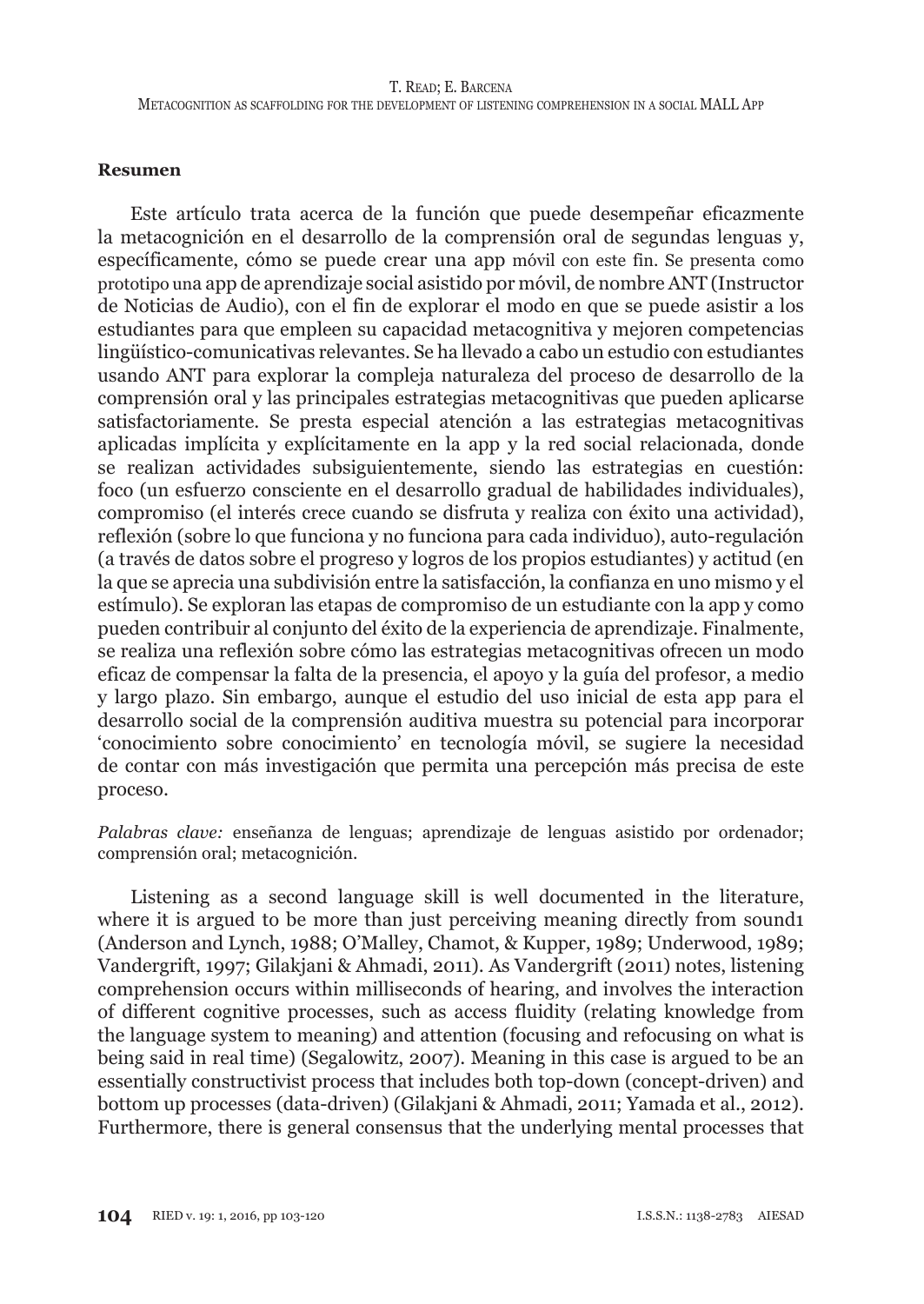**Resumen**

Este artículo trata acerca de la función que puede desempeñar eficazmente la metacognición en el desarrollo de la comprensión oral de segundas lenguas y, específicamente, cómo se puede crear una app móvil con este fin. Se presenta como prototipo una app de aprendizaje social asistido por móvil, de nombre ANT (Instructor de Noticias de Audio), con el fin de explorar el modo en que se puede asistir a los estudiantes para que empleen su capacidad metacognitiva y mejoren competencias lingüístico-comunicativas relevantes. Se ha llevado a cabo un estudio con estudiantes usando ANT para explorar la compleja naturaleza del proceso de desarrollo de la comprensión oral y las principales estrategias metacognitivas que pueden aplicarse satisfactoriamente. Se presta especial atención a las estrategias metacognitivas aplicadas implícita y explícitamente en la app y la red social relacionada, donde se realizan actividades subsiguientemente, siendo las estrategias en cuestión: foco (un esfuerzo consciente en el desarrollo gradual de habilidades individuales), compromiso (el interés crece cuando se disfruta y realiza con éxito una actividad), reflexión (sobre lo que funciona y no funciona para cada individuo), auto-regulación (a través de datos sobre el progreso y logros de los propios estudiantes) y actitud (en la que se aprecia una subdivisión entre la satisfacción, la confianza en uno mismo y el estímulo). Se exploran las etapas de compromiso de un estudiante con la app y como pueden contribuir al conjunto del éxito de la experiencia de aprendizaje. Finalmente, se realiza una reflexión sobre cómo las estrategias metacognitivas ofrecen un modo eficaz de compensar la falta de la presencia, el apoyo y la guía del profesor, a medio y largo plazo. Sin embargo, aunque el estudio del uso inicial de esta app para el desarrollo social de la comprensión auditiva muestra su potencial para incorporar 'conocimiento sobre conocimiento' en tecnología móvil, se sugiere la necesidad de contar con más investigación que permita una percepción más precisa de este proceso.

*Palabras clave:* enseñanza de lenguas; aprendizaje de lenguas asistido por ordenador; comprensión oral; metacognición.

Listening as a second language skill is well documented in the literature, where it is argued to be more than just perceiving meaning directly from sound[1] (Anderson and Lynch, 1988; O'Malley, Chamot, & Kupper, 1989; Underwood, 1989; Vandergrift, 1997; Gilakjani & Ahmadi, 2011). As Vandergrift (2011) notes, listening comprehension occurs within milliseconds of hearing, and involves the interaction of different cognitive processes, such as access fluidity (relating knowledge from the language system to meaning) and attention (focusing and refocusing on what is being said in real time) (Segalowitz, 2007). Meaning in this case is argued to be an essentially constructivist process that includes both top-down (concept-driven) and bottom up processes (data-driven) (Gilakjani & Ahmadi, 2011; Yamada et al., 2012). Furthermore, there is general consensus that the underlying mental processes that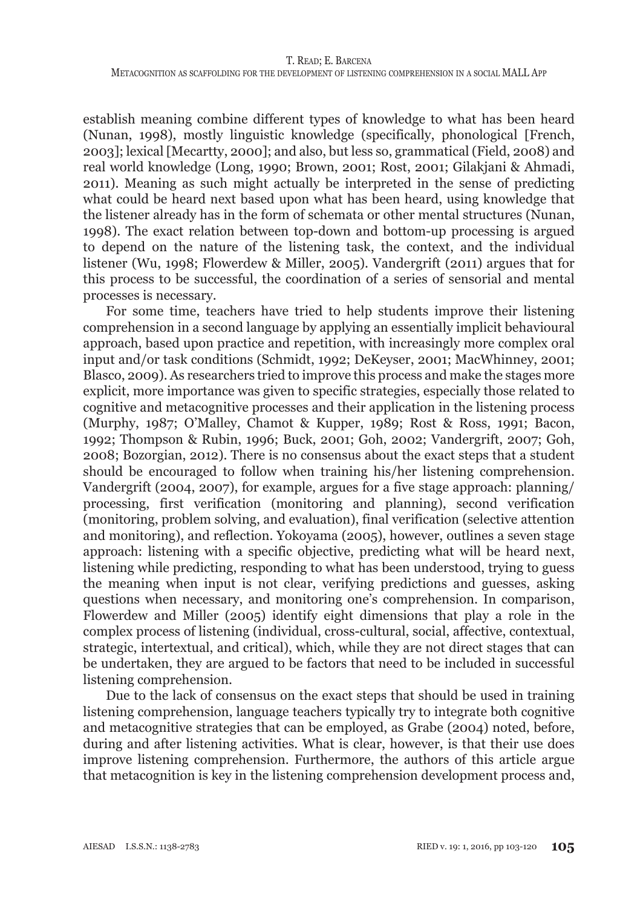establish meaning combine different types of knowledge to what has been heard (Nunan, 1998), mostly linguistic knowledge (specifically, phonological [French, 2003]; lexical [Mecartty, 2000]; and also, but less so, grammatical (Field, 2008) and real world knowledge (Long, 1990; Brown, 2001; Rost, 2001; Gilakjani & Ahmadi, 2011). Meaning as such might actually be interpreted in the sense of predicting what could be heard next based upon what has been heard, using knowledge that the listener already has in the form of schemata or other mental structures (Nunan, 1998). The exact relation between top-down and bottom-up processing is argued to depend on the nature of the listening task, the context, and the individual listener (Wu, 1998; Flowerdew & Miller, 2005). Vandergrift (2011) argues that for this process to be successful, the coordination of a series of sensorial and mental processes is necessary.

For some time, teachers have tried to help students improve their listening comprehension in a second language by applying an essentially implicit behavioural approach, based upon practice and repetition, with increasingly more complex oral input and/or task conditions (Schmidt, 1992; DeKeyser, 2001; MacWhinney, 2001; Blasco, 2009). As researchers tried to improve this process and make the stages more explicit, more importance was given to specific strategies, especially those related to cognitive and metacognitive processes and their application in the listening process (Murphy, 1987; O'Malley, Chamot & Kupper, 1989; Rost & Ross, 1991; Bacon, 1992; Thompson & Rubin, 1996; Buck, 2001; Goh, 2002; Vandergrift, 2007; Goh, 2008; Bozorgian, 2012). There is no consensus about the exact steps that a student should be encouraged to follow when training his/her listening comprehension. Vandergrift (2004, 2007), for example, argues for a five stage approach: planning/processing, first verification (monitoring and planning), second verification (monitoring, problem solving, and evaluation), final verification (selective attention and monitoring), and reflection. Yokoyama (2005), however, outlines a seven stage approach: listening with a specific objective, predicting what will be heard next, listening while predicting, responding to what has been understood, trying to guess the meaning when input is not clear, verifying predictions and guesses, asking questions when necessary, and monitoring one's comprehension. In comparison, Flowerdew and Miller (2005) identify eight dimensions that play a role in the complex process of listening (individual, cross-cultural, social, affective, contextual, strategic, intertextual, and critical), which, while they are not direct stages that can be undertaken, they are argued to be factors that need to be included in successful listening comprehension.

Due to the lack of consensus on the exact steps that should be used in training listening comprehension, language teachers typically try to integrate both cognitive and metacognitive strategies that can be employed, as Grabe (2004) noted, before, during and after listening activities. What is clear, however, is that their use does improve listening comprehension. Furthermore, the authors of this article argue that metacognition is key in the listening comprehension development process and,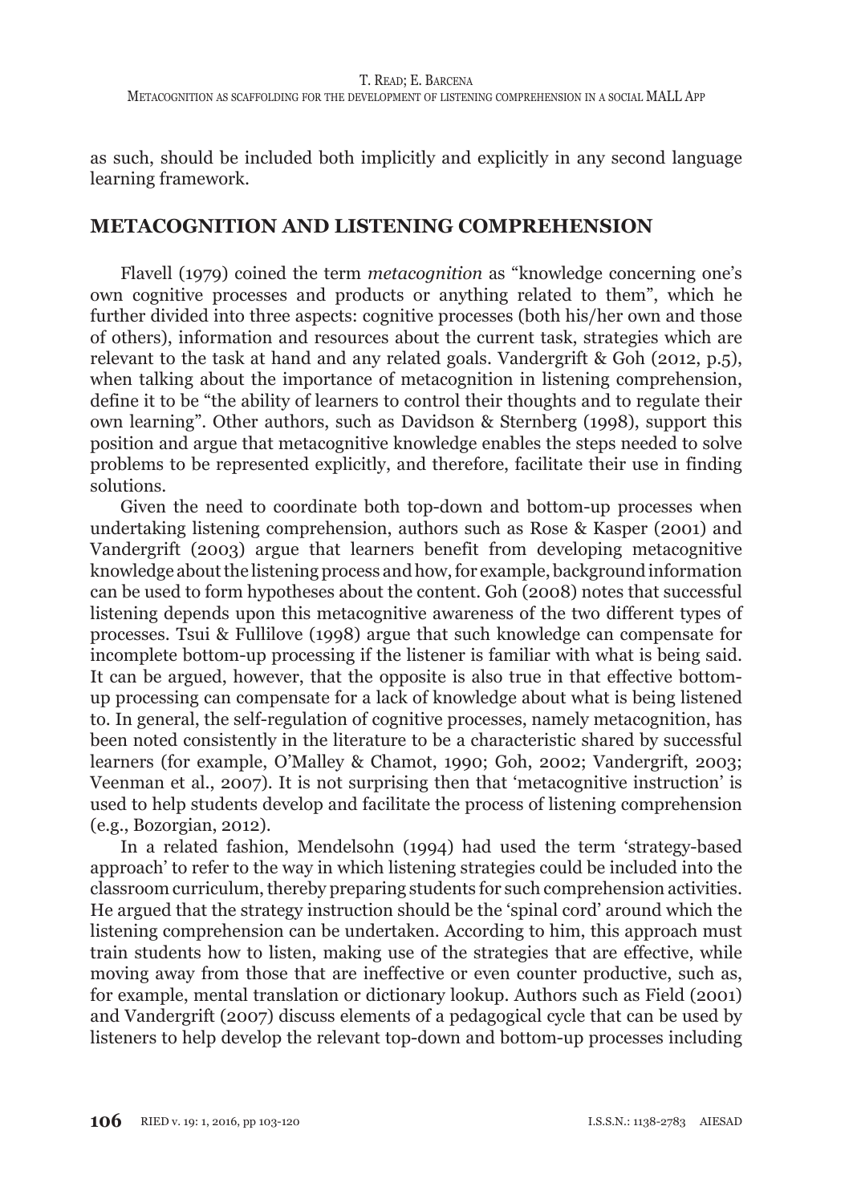as such, should be included both implicitly and explicitly in any second language learning framework.

## METACOGNITION AND LISTENING COMPREHENSION

Flavell (1979) coined the term *metacognition* as "knowledge concerning one's own cognitive processes and products or anything related to them", which he further divided into three aspects: cognitive processes (both his/her own and those of others), information and resources about the current task, strategies which are relevant to the task at hand and any related goals. Vandergrift & Goh (2012, p.5), when talking about the importance of metacognition in listening comprehension, define it to be "the ability of learners to control their thoughts and to regulate their own learning". Other authors, such as Davidson & Sternberg (1998), support this position and argue that metacognitive knowledge enables the steps needed to solve problems to be represented explicitly, and therefore, facilitate their use in finding solutions.

Given the need to coordinate both top-down and bottom-up processes when undertaking listening comprehension, authors such as Rose & Kasper (2001) and Vandergrift (2003) argue that learners benefit from developing metacognitive knowledge about the listening process and how, for example, background information can be used to form hypotheses about the content. Goh (2008) notes that successful listening depends upon this metacognitive awareness of the two different types of processes. Tsui & Fullilove (1998) argue that such knowledge can compensate for incomplete bottom-up processing if the listener is familiar with what is being said. It can be argued, however, that the opposite is also true in that effective bottom-up processing can compensate for a lack of knowledge about what is being listened to. In general, the self-regulation of cognitive processes, namely metacognition, has been noted consistently in the literature to be a characteristic shared by successful learners (for example, O'Malley & Chamot, 1990; Goh, 2002; Vandergrift, 2003; Veenman et al., 2007). It is not surprising then that 'metacognitive instruction' is used to help students develop and facilitate the process of listening comprehension (e.g., Bozorgian, 2012).

In a related fashion, Mendelsohn (1994) had used the term 'strategy-based approach' to refer to the way in which listening strategies could be included into the classroom curriculum, thereby preparing students for such comprehension activities. He argued that the strategy instruction should be the 'spinal cord' around which the listening comprehension can be undertaken. According to him, this approach must train students how to listen, making use of the strategies that are effective, while moving away from those that are ineffective or even counter productive, such as, for example, mental translation or dictionary lookup. Authors such as Field (2001) and Vandergrift (2007) discuss elements of a pedagogical cycle that can be used by listeners to help develop the relevant top-down and bottom-up processes including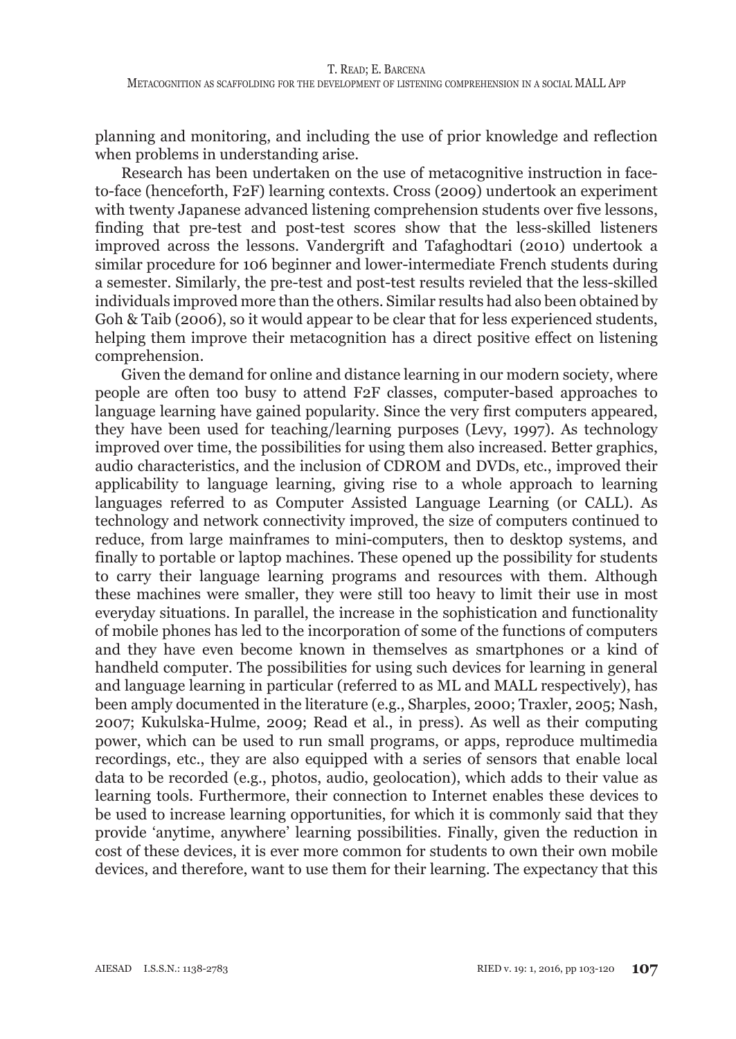planning and monitoring, and including the use of prior knowledge and reflection when problems in understanding arise.

Research has been undertaken on the use of metacognitive instruction in face-to-face (henceforth, F2F) learning contexts. Cross (2009) undertook an experiment with twenty Japanese advanced listening comprehension students over five lessons, finding that pre-test and post-test scores show that the less-skilled listeners improved across the lessons. Vandergrift and Tafaghodtari (2010) undertook a similar procedure for 106 beginner and lower-intermediate French students during a semester. Similarly, the pre-test and post-test results revieled that the less-skilled individuals improved more than the others. Similar results had also been obtained by Goh & Taib (2006), so it would appear to be clear that for less experienced students, helping them improve their metacognition has a direct positive effect on listening comprehension.

Given the demand for online and distance learning in our modern society, where people are often too busy to attend F2F classes, computer-based approaches to language learning have gained popularity. Since the very first computers appeared, they have been used for teaching/learning purposes (Levy, 1997). As technology improved over time, the possibilities for using them also increased. Better graphics, audio characteristics, and the inclusion of CDROM and DVDs, etc., improved their applicability to language learning, giving rise to a whole approach to learning languages referred to as Computer Assisted Language Learning (or CALL). As technology and network connectivity improved, the size of computers continued to reduce, from large mainframes to mini-computers, then to desktop systems, and finally to portable or laptop machines. These opened up the possibility for students to carry their language learning programs and resources with them. Although these machines were smaller, they were still too heavy to limit their use in most everyday situations. In parallel, the increase in the sophistication and functionality of mobile phones has led to the incorporation of some of the functions of computers and they have even become known in themselves as smartphones or a kind of handheld computer. The possibilities for using such devices for learning in general and language learning in particular (referred to as ML and MALL respectively), has been amply documented in the literature (e.g., Sharples, 2000; Traxler, 2005; Nash, 2007; Kukulska-Hulme, 2009; Read et al., in press). As well as their computing power, which can be used to run small programs, or apps, reproduce multimedia recordings, etc., they are also equipped with a series of sensors that enable local data to be recorded (e.g., photos, audio, geolocation), which adds to their value as learning tools. Furthermore, their connection to Internet enables these devices to be used to increase learning opportunities, for which it is commonly said that they provide 'anytime, anywhere' learning possibilities. Finally, given the reduction in cost of these devices, it is ever more common for students to own their own mobile devices, and therefore, want to use them for their learning. The expectancy that this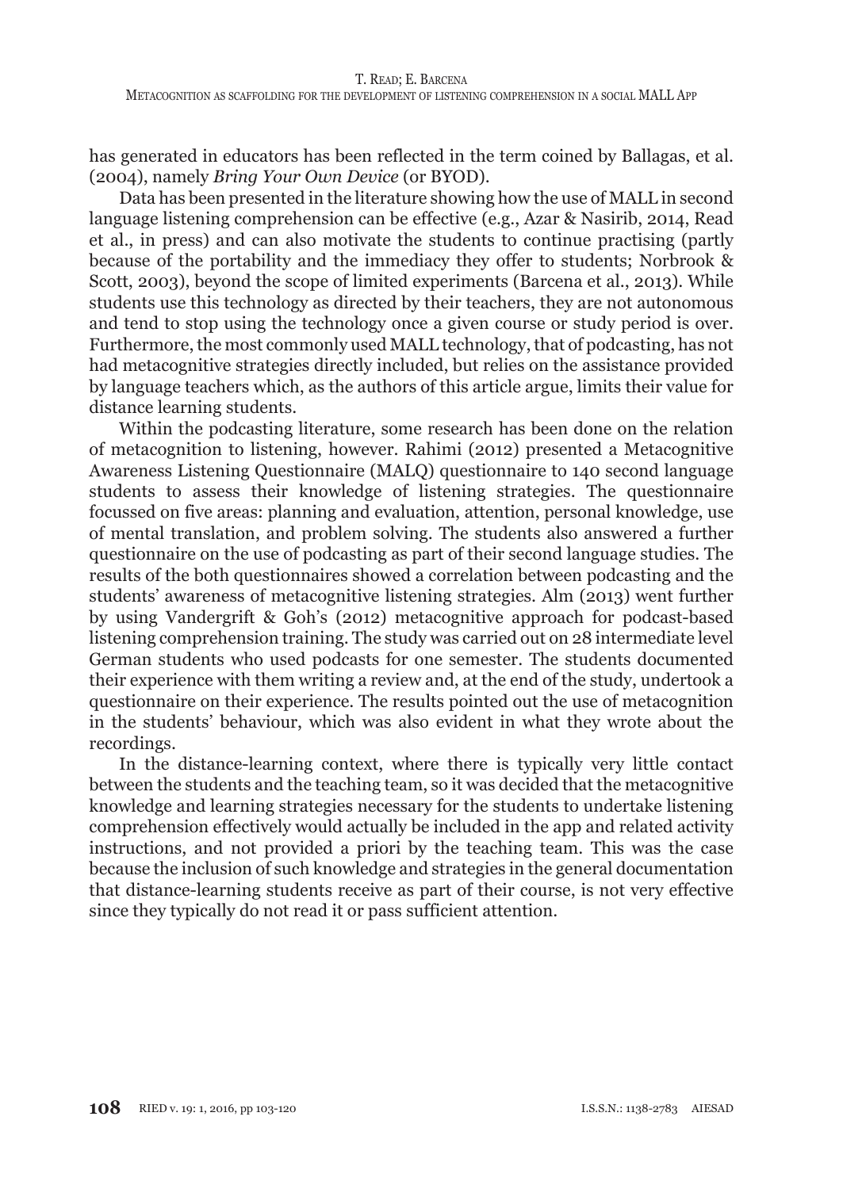has generated in educators has been reflected in the term coined by Ballagas, et al. (2004), namely *Bring Your Own Device* (or BYOD).

Data has been presented in the literature showing how the use of MALL in second language listening comprehension can be effective (e.g., Azar & Nasirib, 2014, Read et al., in press) and can also motivate the students to continue practising (partly because of the portability and the immediacy they offer to students; Norbrook & Scott, 2003), beyond the scope of limited experiments (Barcena et al., 2013). While students use this technology as directed by their teachers, they are not autonomous and tend to stop using the technology once a given course or study period is over. Furthermore, the most commonly used MALL technology, that of podcasting, has not had metacognitive strategies directly included, but relies on the assistance provided by language teachers which, as the authors of this article argue, limits their value for distance learning students.

Within the podcasting literature, some research has been done on the relation of metacognition to listening, however. Rahimi (2012) presented a Metacognitive Awareness Listening Questionnaire (MALQ) questionnaire to 140 second language students to assess their knowledge of listening strategies. The questionnaire focussed on five areas: planning and evaluation, attention, personal knowledge, use of mental translation, and problem solving. The students also answered a further questionnaire on the use of podcasting as part of their second language studies. The results of the both questionnaires showed a correlation between podcasting and the students' awareness of metacognitive listening strategies. Alm (2013) went further by using Vandergrift & Goh's (2012) metacognitive approach for podcast-based listening comprehension training. The study was carried out on 28 intermediate level German students who used podcasts for one semester. The students documented their experience with them writing a review and, at the end of the study, undertook a questionnaire on their experience. The results pointed out the use of metacognition in the students' behaviour, which was also evident in what they wrote about the recordings.

In the distance-learning context, where there is typically very little contact between the students and the teaching team, so it was decided that the metacognitive knowledge and learning strategies necessary for the students to undertake listening comprehension effectively would actually be included in the app and related activity instructions, and not provided a priori by the teaching team. This was the case because the inclusion of such knowledge and strategies in the general documentation that distance-learning students receive as part of their course, is not very effective since they typically do not read it or pass sufficient attention.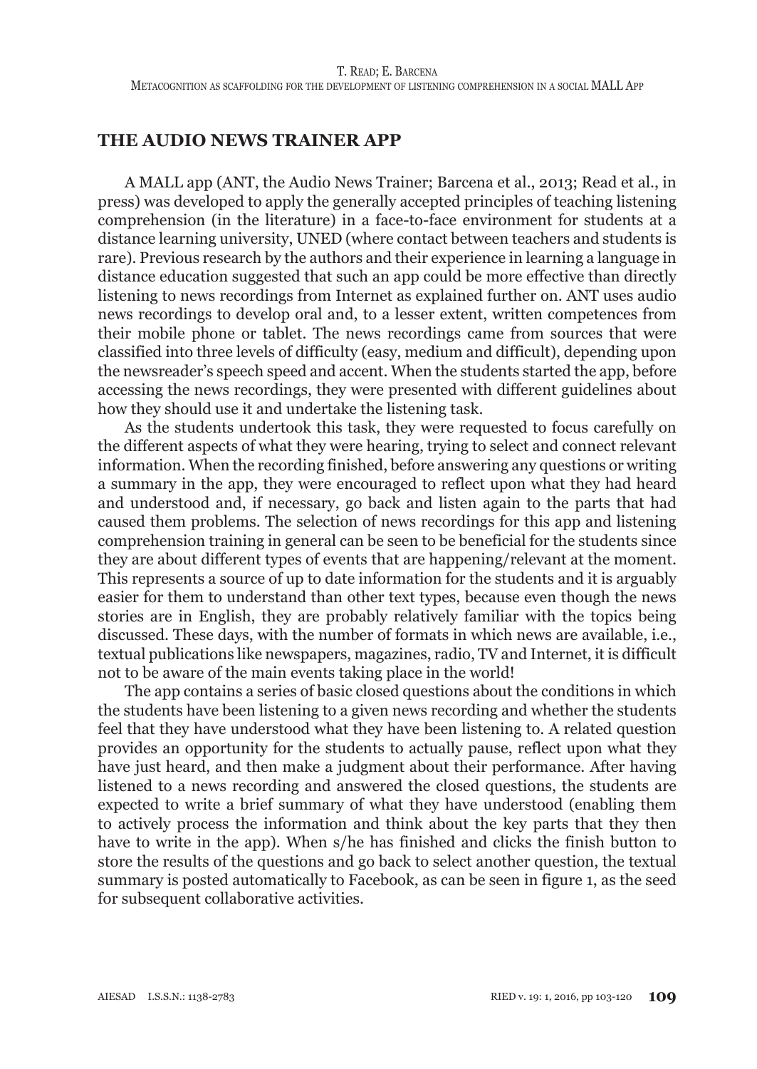## THE AUDIO NEWS TRAINER APP

A MALL app (ANT, the Audio News Trainer; Barcena et al., 2013; Read et al., in press) was developed to apply the generally accepted principles of teaching listening comprehension (in the literature) in a face-to-face environment for students at a distance learning university, UNED (where contact between teachers and students is rare). Previous research by the authors and their experience in learning a language in distance education suggested that such an app could be more effective than directly listening to news recordings from Internet as explained further on. ANT uses audio news recordings to develop oral and, to a lesser extent, written competences from their mobile phone or tablet. The news recordings came from sources that were classified into three levels of difficulty (easy, medium and difficult), depending upon the newsreader's speech speed and accent. When the students started the app, before accessing the news recordings, they were presented with different guidelines about how they should use it and undertake the listening task.

As the students undertook this task, they were requested to focus carefully on the different aspects of what they were hearing, trying to select and connect relevant information. When the recording finished, before answering any questions or writing a summary in the app, they were encouraged to reflect upon what they had heard and understood and, if necessary, go back and listen again to the parts that had caused them problems. The selection of news recordings for this app and listening comprehension training in general can be seen to be beneficial for the students since they are about different types of events that are happening/relevant at the moment. This represents a source of up to date information for the students and it is arguably easier for them to understand than other text types, because even though the news stories are in English, they are probably relatively familiar with the topics being discussed. These days, with the number of formats in which news are available, i.e., textual publications like newspapers, magazines, radio, TV and Internet, it is difficult not to be aware of the main events taking place in the world!

The app contains a series of basic closed questions about the conditions in which the students have been listening to a given news recording and whether the students feel that they have understood what they have been listening to. A related question provides an opportunity for the students to actually pause, reflect upon what they have just heard, and then make a judgment about their performance. After having listened to a news recording and answered the closed questions, the students are expected to write a brief summary of what they have understood (enabling them to actively process the information and think about the key parts that they then have to write in the app). When s/he has finished and clicks the finish button to store the results of the questions and go back to select another question, the textual summary is posted automatically to Facebook, as can be seen in figure 1, as the seed for subsequent collaborative activities.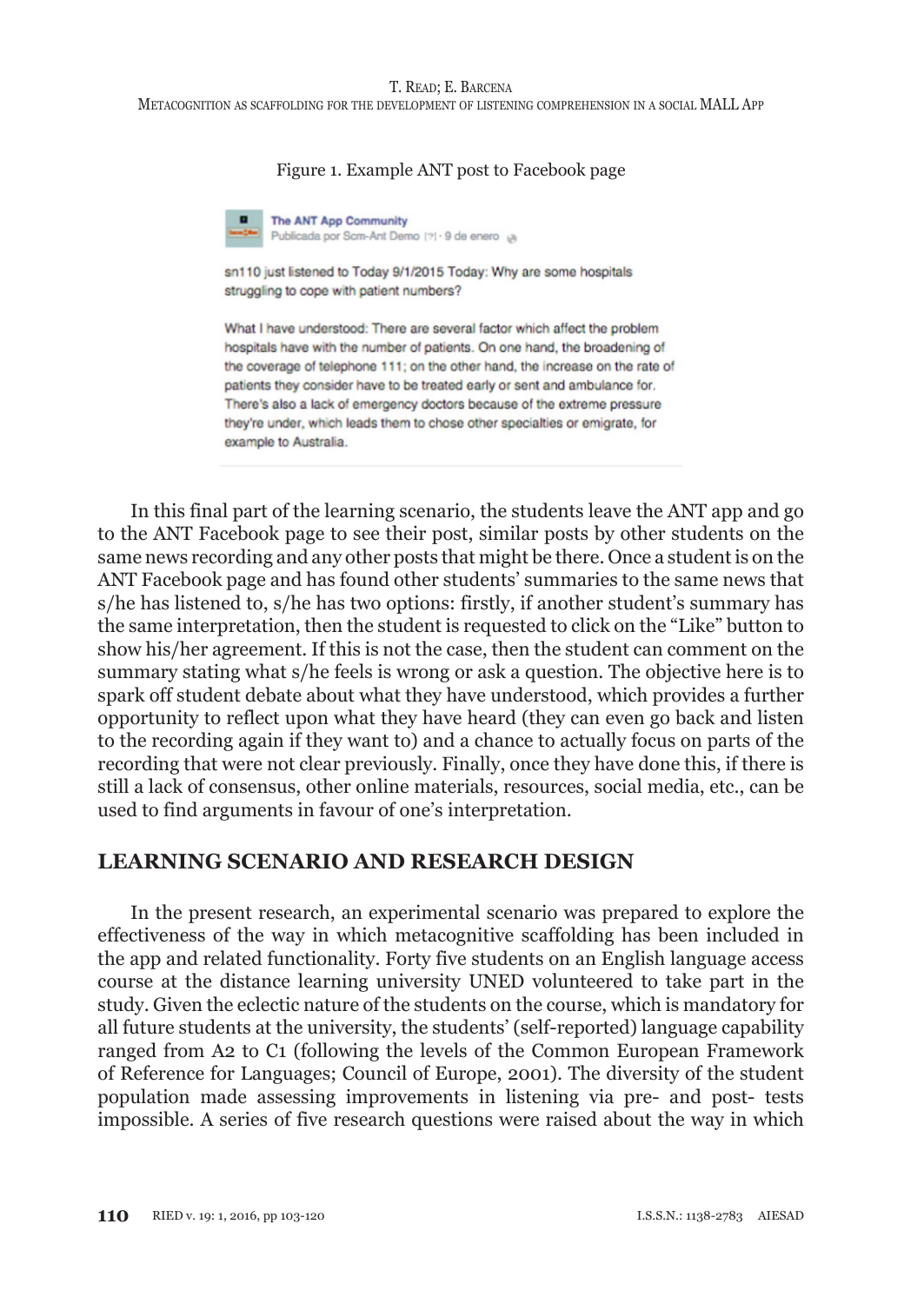Figure 1. Example ANT post to Facebook page

The ANT App Community
Publicada por Scm-Ant Demo [?] · 9 de enero

sn110 just listened to Today 9/1/2015 Today: Why are some hospitals struggling to cope with patient numbers?

What I have understood: There are several factor which affect the problem hospitals have with the number of patients. On one hand, the broadening of the coverage of telephone 111; on the other hand, the increase on the rate of patients they consider have to be treated early or sent and ambulance for. There's also a lack of emergency doctors because of the extreme pressure they're under, which leads them to chose other specialties or emigrate, for example to Australia.

In this final part of the learning scenario, the students leave the ANT app and go to the ANT Facebook page to see their post, similar posts by other students on the same news recording and any other posts that might be there. Once a student is on the ANT Facebook page and has found other students' summaries to the same news that s/he has listened to, s/he has two options: firstly, if another student's summary has the same interpretation, then the student is requested to click on the "Like" button to show his/her agreement. If this is not the case, then the student can comment on the summary stating what s/he feels is wrong or ask a question. The objective here is to spark off student debate about what they have understood, which provides a further opportunity to reflect upon what they have heard (they can even go back and listen to the recording again if they want to) and a chance to actually focus on parts of the recording that were not clear previously. Finally, once they have done this, if there is still a lack of consensus, other online materials, resources, social media, etc., can be used to find arguments in favour of one's interpretation.

## LEARNING SCENARIO AND RESEARCH DESIGN

In the present research, an experimental scenario was prepared to explore the effectiveness of the way in which metacognitive scaffolding has been included in the app and related functionality. Forty five students on an English language access course at the distance learning university UNED volunteered to take part in the study. Given the eclectic nature of the students on the course, which is mandatory for all future students at the university, the students' (self-reported) language capability ranged from A2 to C1 (following the levels of the Common European Framework of Reference for Languages; Council of Europe, 2001). The diversity of the student population made assessing improvements in listening via pre- and post- tests impossible. A series of five research questions were raised about the way in which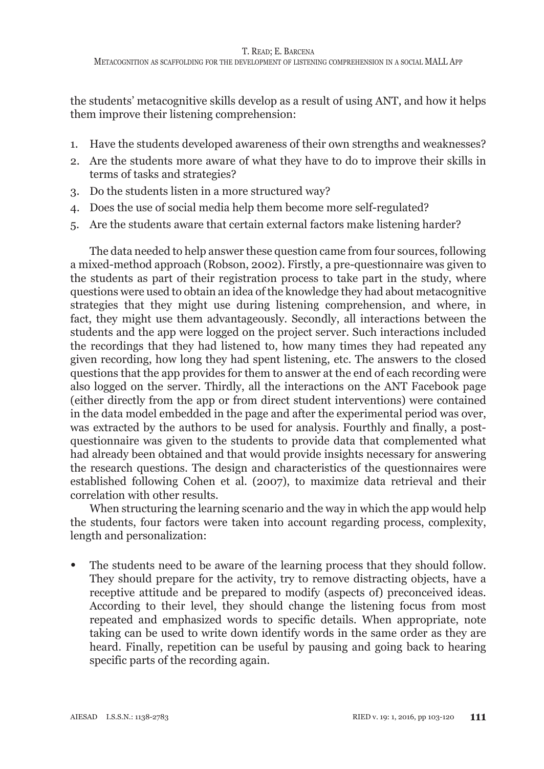the students' metacognitive skills develop as a result of using ANT, and how it helps them improve their listening comprehension:

1. Have the students developed awareness of their own strengths and weaknesses?
2. Are the students more aware of what they have to do to improve their skills in terms of tasks and strategies?
3. Do the students listen in a more structured way?
4. Does the use of social media help them become more self-regulated?
5. Are the students aware that certain external factors make listening harder?

The data needed to help answer these question came from four sources, following a mixed-method approach (Robson, 2002). Firstly, a pre-questionnaire was given to the students as part of their registration process to take part in the study, where questions were used to obtain an idea of the knowledge they had about metacognitive strategies that they might use during listening comprehension, and where, in fact, they might use them advantageously. Secondly, all interactions between the students and the app were logged on the project server. Such interactions included the recordings that they had listened to, how many times they had repeated any given recording, how long they had spent listening, etc. The answers to the closed questions that the app provides for them to answer at the end of each recording were also logged on the server. Thirdly, all the interactions on the ANT Facebook page (either directly from the app or from direct student interventions) were contained in the data model embedded in the page and after the experimental period was over, was extracted by the authors to be used for analysis. Fourthly and finally, a post-questionnaire was given to the students to provide data that complemented what had already been obtained and that would provide insights necessary for answering the research questions. The design and characteristics of the questionnaires were established following Cohen et al. (2007), to maximize data retrieval and their correlation with other results.

When structuring the learning scenario and the way in which the app would help the students, four factors were taken into account regarding process, complexity, length and personalization:

- The students need to be aware of the learning process that they should follow. They should prepare for the activity, try to remove distracting objects, have a receptive attitude and be prepared to modify (aspects of) preconceived ideas. According to their level, they should change the listening focus from most repeated and emphasized words to specific details. When appropriate, note taking can be used to write down identify words in the same order as they are heard. Finally, repetition can be useful by pausing and going back to hearing specific parts of the recording again.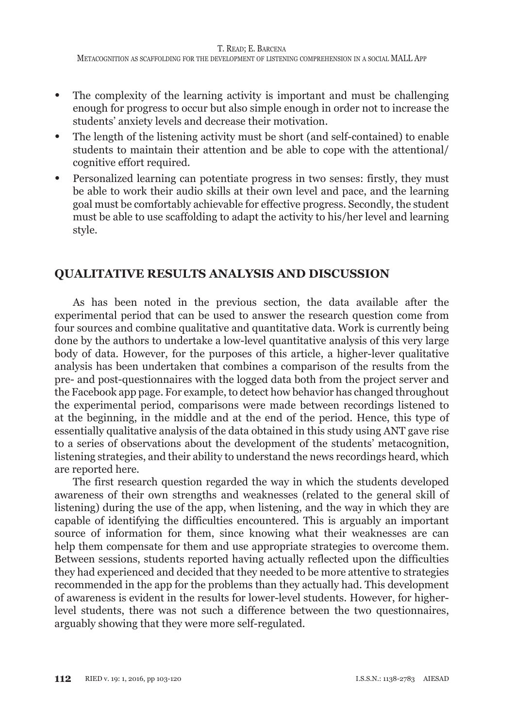- The complexity of the learning activity is important and must be challenging enough for progress to occur but also simple enough in order not to increase the students' anxiety levels and decrease their motivation.
- The length of the listening activity must be short (and self-contained) to enable students to maintain their attention and be able to cope with the attentional/ cognitive effort required.
- Personalized learning can potentiate progress in two senses: firstly, they must be able to work their audio skills at their own level and pace, and the learning goal must be comfortably achievable for effective progress. Secondly, the student must be able to use scaffolding to adapt the activity to his/her level and learning style.

## QUALITATIVE RESULTS ANALYSIS AND DISCUSSION

As has been noted in the previous section, the data available after the experimental period that can be used to answer the research question come from four sources and combine qualitative and quantitative data. Work is currently being done by the authors to undertake a low-level quantitative analysis of this very large body of data. However, for the purposes of this article, a higher-lever qualitative analysis has been undertaken that combines a comparison of the results from the pre- and post-questionnaires with the logged data both from the project server and the Facebook app page. For example, to detect how behavior has changed throughout the experimental period, comparisons were made between recordings listened to at the beginning, in the middle and at the end of the period. Hence, this type of essentially qualitative analysis of the data obtained in this study using ANT gave rise to a series of observations about the development of the students' metacognition, listening strategies, and their ability to understand the news recordings heard, which are reported here.

The first research question regarded the way in which the students developed awareness of their own strengths and weaknesses (related to the general skill of listening) during the use of the app, when listening, and the way in which they are capable of identifying the difficulties encountered. This is arguably an important source of information for them, since knowing what their weaknesses are can help them compensate for them and use appropriate strategies to overcome them. Between sessions, students reported having actually reflected upon the difficulties they had experienced and decided that they needed to be more attentive to strategies recommended in the app for the problems than they actually had. This development of awareness is evident in the results for lower-level students. However, for higher-level students, there was not such a difference between the two questionnaires, arguably showing that they were more self-regulated.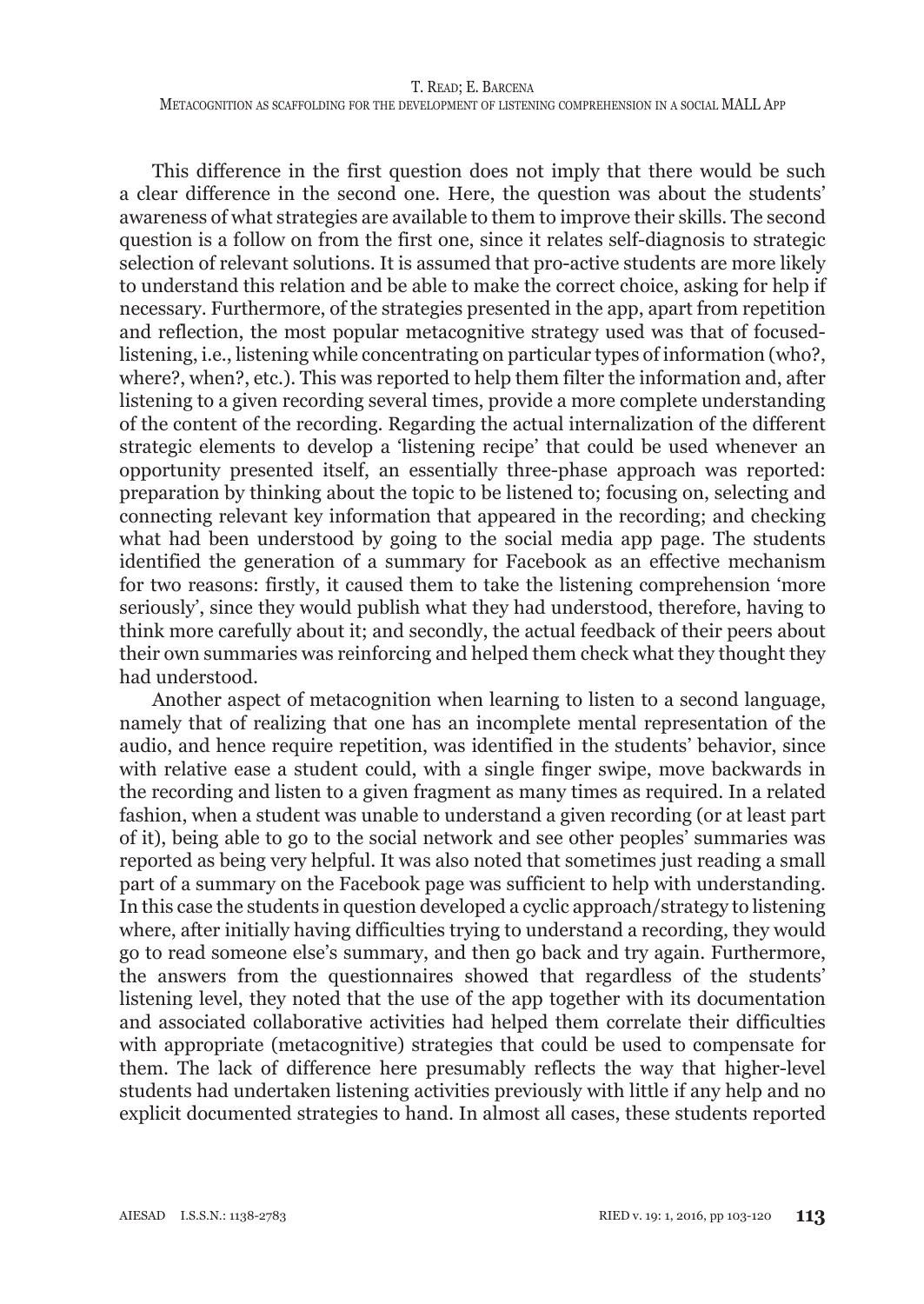This difference in the first question does not imply that there would be such a clear difference in the second one. Here, the question was about the students' awareness of what strategies are available to them to improve their skills. The second question is a follow on from the first one, since it relates self-diagnosis to strategic selection of relevant solutions. It is assumed that pro-active students are more likely to understand this relation and be able to make the correct choice, asking for help if necessary. Furthermore, of the strategies presented in the app, apart from repetition and reflection, the most popular metacognitive strategy used was that of focused-listening, i.e., listening while concentrating on particular types of information (who?, where?, when?, etc.). This was reported to help them filter the information and, after listening to a given recording several times, provide a more complete understanding of the content of the recording. Regarding the actual internalization of the different strategic elements to develop a 'listening recipe' that could be used whenever an opportunity presented itself, an essentially three-phase approach was reported: preparation by thinking about the topic to be listened to; focusing on, selecting and connecting relevant key information that appeared in the recording; and checking what had been understood by going to the social media app page. The students identified the generation of a summary for Facebook as an effective mechanism for two reasons: firstly, it caused them to take the listening comprehension 'more seriously', since they would publish what they had understood, therefore, having to think more carefully about it; and secondly, the actual feedback of their peers about their own summaries was reinforcing and helped them check what they thought they had understood.

Another aspect of metacognition when learning to listen to a second language, namely that of realizing that one has an incomplete mental representation of the audio, and hence require repetition, was identified in the students' behavior, since with relative ease a student could, with a single finger swipe, move backwards in the recording and listen to a given fragment as many times as required. In a related fashion, when a student was unable to understand a given recording (or at least part of it), being able to go to the social network and see other peoples' summaries was reported as being very helpful. It was also noted that sometimes just reading a small part of a summary on the Facebook page was sufficient to help with understanding. In this case the students in question developed a cyclic approach/strategy to listening where, after initially having difficulties trying to understand a recording, they would go to read someone else's summary, and then go back and try again. Furthermore, the answers from the questionnaires showed that regardless of the students' listening level, they noted that the use of the app together with its documentation and associated collaborative activities had helped them correlate their difficulties with appropriate (metacognitive) strategies that could be used to compensate for them. The lack of difference here presumably reflects the way that higher-level students had undertaken listening activities previously with little if any help and no explicit documented strategies to hand. In almost all cases, these students reported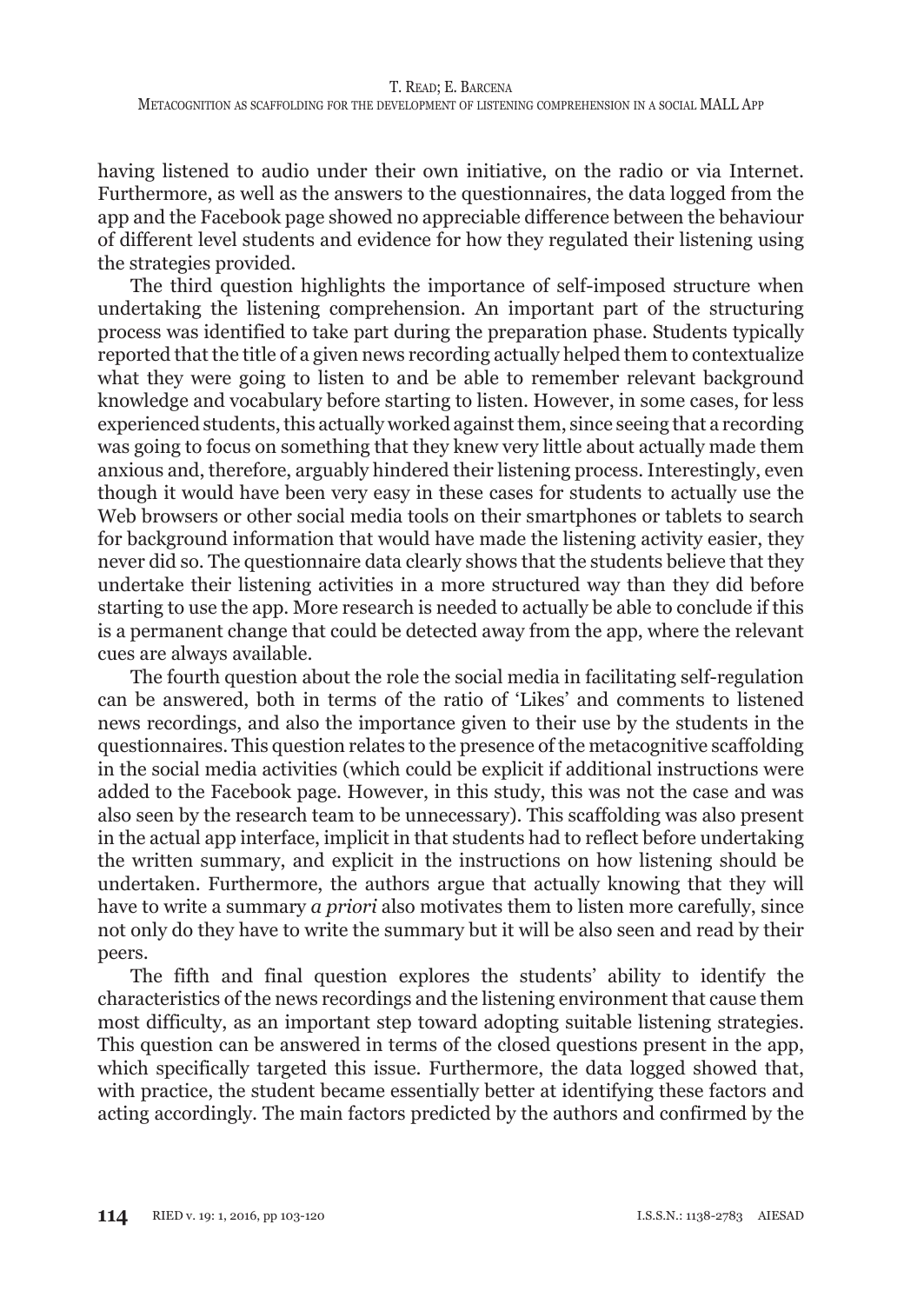having listened to audio under their own initiative, on the radio or via Internet. Furthermore, as well as the answers to the questionnaires, the data logged from the app and the Facebook page showed no appreciable difference between the behaviour of different level students and evidence for how they regulated their listening using the strategies provided.

The third question highlights the importance of self-imposed structure when undertaking the listening comprehension. An important part of the structuring process was identified to take part during the preparation phase. Students typically reported that the title of a given news recording actually helped them to contextualize what they were going to listen to and be able to remember relevant background knowledge and vocabulary before starting to listen. However, in some cases, for less experienced students, this actually worked against them, since seeing that a recording was going to focus on something that they knew very little about actually made them anxious and, therefore, arguably hindered their listening process. Interestingly, even though it would have been very easy in these cases for students to actually use the Web browsers or other social media tools on their smartphones or tablets to search for background information that would have made the listening activity easier, they never did so. The questionnaire data clearly shows that the students believe that they undertake their listening activities in a more structured way than they did before starting to use the app. More research is needed to actually be able to conclude if this is a permanent change that could be detected away from the app, where the relevant cues are always available.

The fourth question about the role the social media in facilitating self-regulation can be answered, both in terms of the ratio of 'Likes' and comments to listened news recordings, and also the importance given to their use by the students in the questionnaires. This question relates to the presence of the metacognitive scaffolding in the social media activities (which could be explicit if additional instructions were added to the Facebook page. However, in this study, this was not the case and was also seen by the research team to be unnecessary). This scaffolding was also present in the actual app interface, implicit in that students had to reflect before undertaking the written summary, and explicit in the instructions on how listening should be undertaken. Furthermore, the authors argue that actually knowing that they will have to write a summary *a priori* also motivates them to listen more carefully, since not only do they have to write the summary but it will be also seen and read by their peers.

The fifth and final question explores the students' ability to identify the characteristics of the news recordings and the listening environment that cause them most difficulty, as an important step toward adopting suitable listening strategies. This question can be answered in terms of the closed questions present in the app, which specifically targeted this issue. Furthermore, the data logged showed that, with practice, the student became essentially better at identifying these factors and acting accordingly. The main factors predicted by the authors and confirmed by the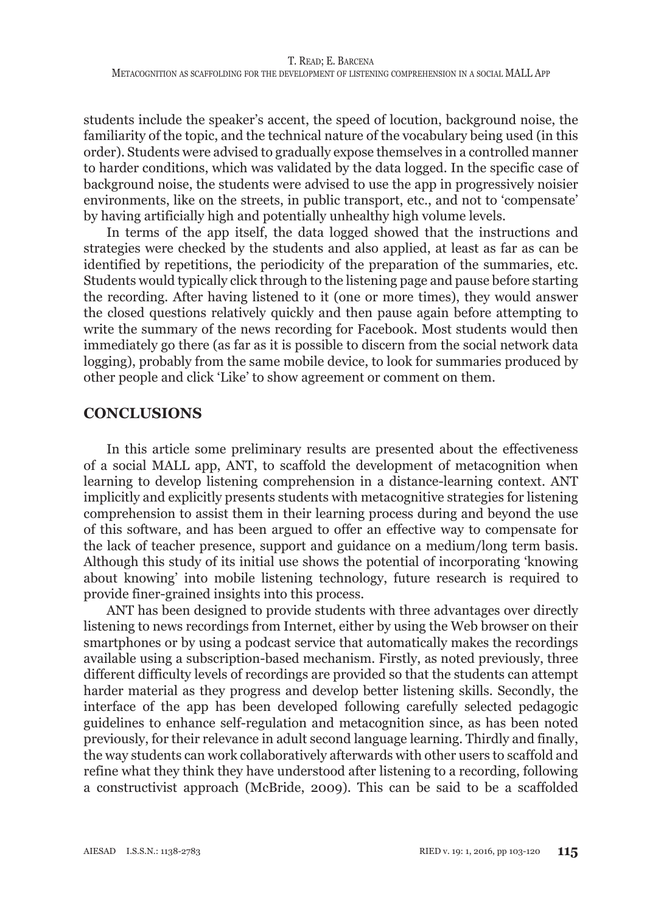students include the speaker's accent, the speed of locution, background noise, the familiarity of the topic, and the technical nature of the vocabulary being used (in this order). Students were advised to gradually expose themselves in a controlled manner to harder conditions, which was validated by the data logged. In the specific case of background noise, the students were advised to use the app in progressively noisier environments, like on the streets, in public transport, etc., and not to 'compensate' by having artificially high and potentially unhealthy high volume levels.

In terms of the app itself, the data logged showed that the instructions and strategies were checked by the students and also applied, at least as far as can be identified by repetitions, the periodicity of the preparation of the summaries, etc. Students would typically click through to the listening page and pause before starting the recording. After having listened to it (one or more times), they would answer the closed questions relatively quickly and then pause again before attempting to write the summary of the news recording for Facebook. Most students would then immediately go there (as far as it is possible to discern from the social network data logging), probably from the same mobile device, to look for summaries produced by other people and click 'Like' to show agreement or comment on them.

## CONCLUSIONS

In this article some preliminary results are presented about the effectiveness of a social MALL app, ANT, to scaffold the development of metacognition when learning to develop listening comprehension in a distance-learning context. ANT implicitly and explicitly presents students with metacognitive strategies for listening comprehension to assist them in their learning process during and beyond the use of this software, and has been argued to offer an effective way to compensate for the lack of teacher presence, support and guidance on a medium/long term basis. Although this study of its initial use shows the potential of incorporating 'knowing about knowing' into mobile listening technology, future research is required to provide finer-grained insights into this process.

ANT has been designed to provide students with three advantages over directly listening to news recordings from Internet, either by using the Web browser on their smartphones or by using a podcast service that automatically makes the recordings available using a subscription-based mechanism. Firstly, as noted previously, three different difficulty levels of recordings are provided so that the students can attempt harder material as they progress and develop better listening skills. Secondly, the interface of the app has been developed following carefully selected pedagogic guidelines to enhance self-regulation and metacognition since, as has been noted previously, for their relevance in adult second language learning. Thirdly and finally, the way students can work collaboratively afterwards with other users to scaffold and refine what they think they have understood after listening to a recording, following a constructivist approach (McBride, 2009). This can be said to be a scaffolded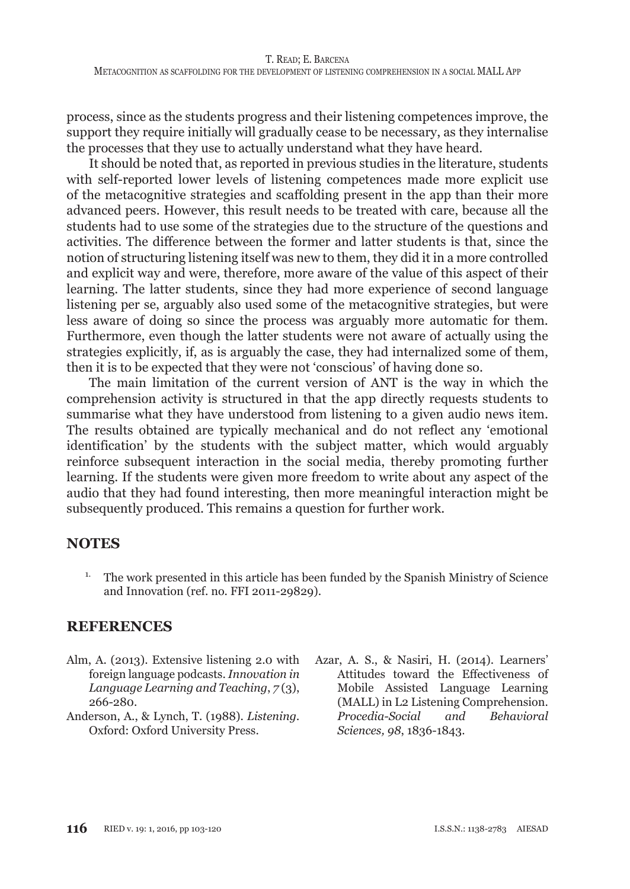process, since as the students progress and their listening competences improve, the support they require initially will gradually cease to be necessary, as they internalise the processes that they use to actually understand what they have heard.

It should be noted that, as reported in previous studies in the literature, students with self-reported lower levels of listening competences made more explicit use of the metacognitive strategies and scaffolding present in the app than their more advanced peers. However, this result needs to be treated with care, because all the students had to use some of the strategies due to the structure of the questions and activities. The difference between the former and latter students is that, since the notion of structuring listening itself was new to them, they did it in a more controlled and explicit way and were, therefore, more aware of the value of this aspect of their learning. The latter students, since they had more experience of second language listening per se, arguably also used some of the metacognitive strategies, but were less aware of doing so since the process was arguably more automatic for them. Furthermore, even though the latter students were not aware of actually using the strategies explicitly, if, as is arguably the case, they had internalized some of them, then it is to be expected that they were not 'conscious' of having done so.

The main limitation of the current version of ANT is the way in which the comprehension activity is structured in that the app directly requests students to summarise what they have understood from listening to a given audio news item. The results obtained are typically mechanical and do not reflect any 'emotional identification' by the students with the subject matter, which would arguably reinforce subsequent interaction in the social media, thereby promoting further learning. If the students were given more freedom to write about any aspect of the audio that they had found interesting, then more meaningful interaction might be subsequently produced. This remains a question for further work.

## NOTES

1. The work presented in this article has been funded by the Spanish Ministry of Science and Innovation (ref. no. FFI 2011-29829).

## REFERENCES

Alm, A. (2013). Extensive listening 2.0 with foreign language podcasts. *Innovation in Language Learning and Teaching*, *7* (3), 266-280.

Anderson, A., & Lynch, T. (1988). *Listening*. Oxford: Oxford University Press.

Azar, A. S., & Nasiri, H. (2014). Learners' Attitudes toward the Effectiveness of Mobile Assisted Language Learning (MALL) in L2 Listening Comprehension. *Procedia-Social and Behavioral Sciences, 98*, 1836-1843.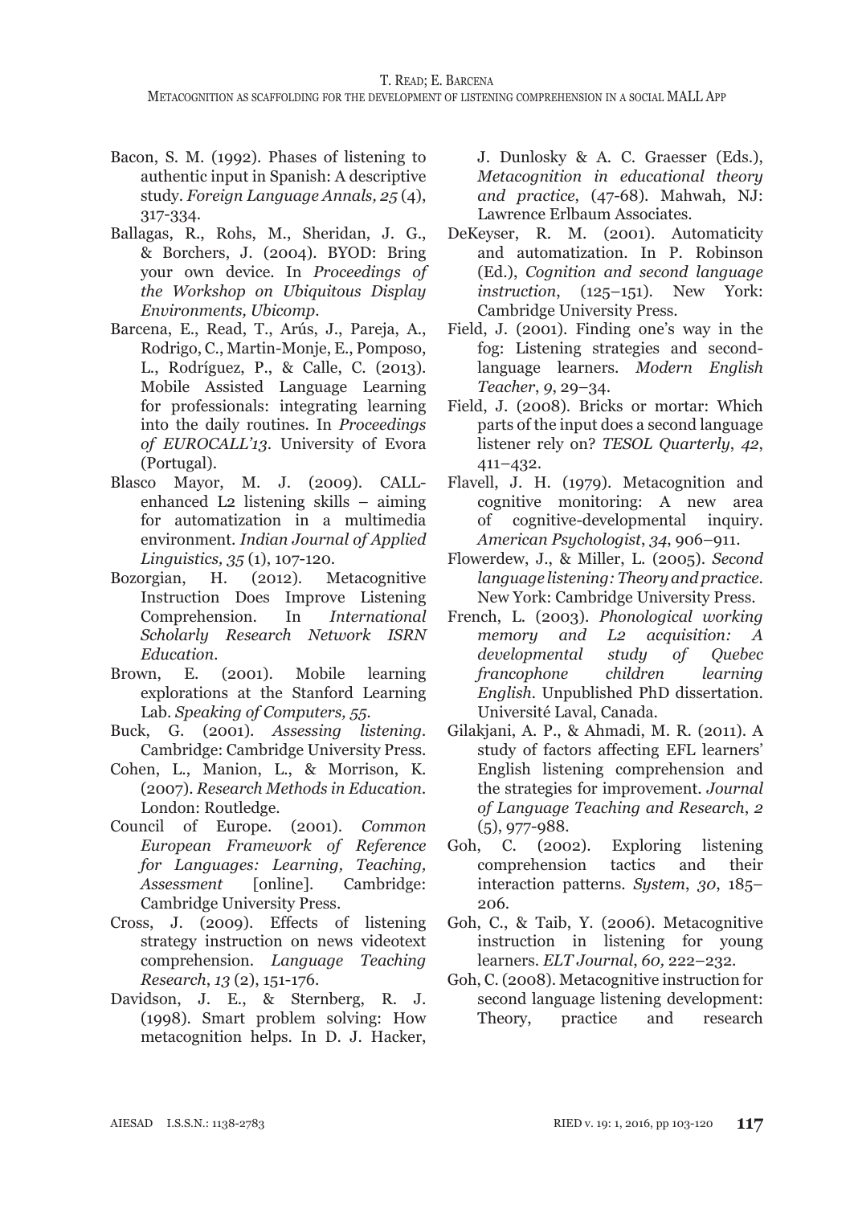Bacon, S. M. (1992). Phases of listening to authentic input in Spanish: A descriptive study. *Foreign Language Annals, 25* (4), 317-334.

Ballagas, R., Rohs, M., Sheridan, J. G., & Borchers, J. (2004). BYOD: Bring your own device. In *Proceedings of the Workshop on Ubiquitous Display Environments, Ubicomp*.

Barcena, E., Read, T., Arús, J., Pareja, A., Rodrigo, C., Martin-Monje, E., Pomposo, L., Rodríguez, P., & Calle, C. (2013). Mobile Assisted Language Learning for professionals: integrating learning into the daily routines. In *Proceedings of EUROCALL'13*. University of Evora (Portugal).

Blasco Mayor, M. J. (2009). CALL-enhanced L2 listening skills – aiming for automatization in a multimedia environment. *Indian Journal of Applied Linguistics, 35* (1), 107-120.

Bozorgian, H. (2012). Metacognitive Instruction Does Improve Listening Comprehension. In *International Scholarly Research Network ISRN Education*.

Brown, E. (2001). Mobile learning explorations at the Stanford Learning Lab. *Speaking of Computers, 55*.

Buck, G. (2001). *Assessing listening*. Cambridge: Cambridge University Press.

Cohen, L., Manion, L., & Morrison, K. (2007). *Research Methods in Education*. London: Routledge.

Council of Europe. (2001). *Common European Framework of Reference for Languages: Learning, Teaching, Assessment* [online]. Cambridge: Cambridge University Press.

Cross, J. (2009). Effects of listening strategy instruction on news videotext comprehension. *Language Teaching Research*, *13* (2), 151-176.

Davidson, J. E., & Sternberg, R. J. (1998). Smart problem solving: How metacognition helps. In D. J. Hacker, J. Dunlosky & A. C. Graesser (Eds.), *Metacognition in educational theory and practice*, (47-68). Mahwah, NJ: Lawrence Erlbaum Associates.

DeKeyser, R. M. (2001). Automaticity and automatization. In P. Robinson (Ed.), *Cognition and second language instruction*, (125–151). New York: Cambridge University Press.

Field, J. (2001). Finding one's way in the fog: Listening strategies and second-language learners. *Modern English Teacher*, *9*, 29–34.

Field, J. (2008). Bricks or mortar: Which parts of the input does a second language listener rely on? *TESOL Quarterly*, *42*, 411–432.

Flavell, J. H. (1979). Metacognition and cognitive monitoring: A new area of cognitive-developmental inquiry. *American Psychologist*, *34*, 906–911.

Flowerdew, J., & Miller, L. (2005). *Second language listening: Theory and practice*. New York: Cambridge University Press.

French, L. (2003). *Phonological working memory and L2 acquisition: A developmental study of Quebec francophone children learning English*. Unpublished PhD dissertation. Université Laval, Canada.

Gilakjani, A. P., & Ahmadi, M. R. (2011). A study of factors affecting EFL learners' English listening comprehension and the strategies for improvement. *Journal of Language Teaching and Research*, *2* (5), 977-988.

Goh, C. (2002). Exploring listening comprehension tactics and their interaction patterns. *System*, *30*, 185–206.

Goh, C., & Taib, Y. (2006). Metacognitive instruction in listening for young learners. *ELT Journal*, *60,* 222–232.

Goh, C. (2008). Metacognitive instruction for second language listening development: Theory, practice and research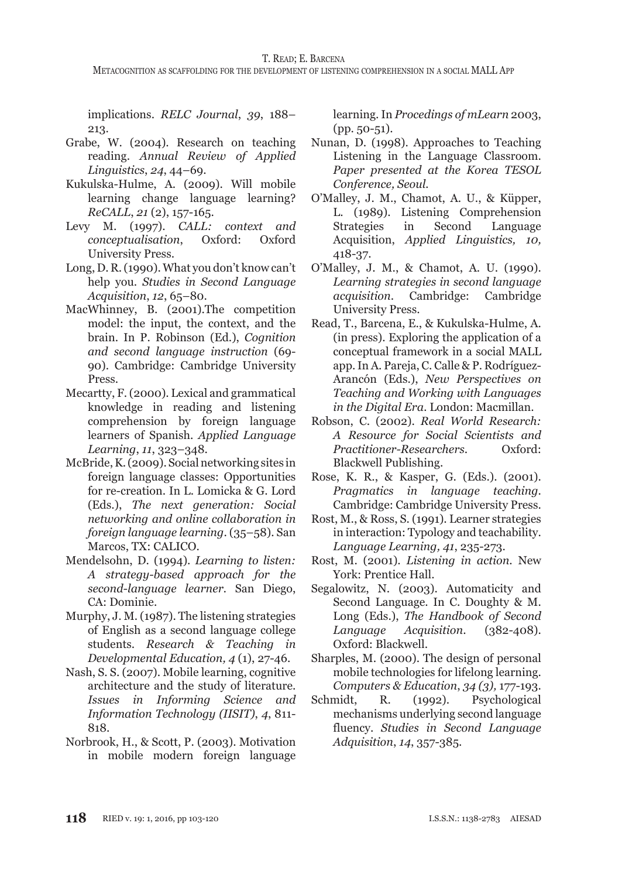implications. *RELC Journal*, *39*, 188–213.

Grabe, W. (2004). Research on teaching reading. *Annual Review of Applied Linguistics*, *24*, 44–69.

Kukulska-Hulme, A. (2009). Will mobile learning change language learning? *ReCALL*, *21* (2), 157-165.

Levy M. (1997). *CALL: context and conceptualisation*, Oxford: Oxford University Press.

Long, D. R. (1990). What you don't know can't help you. *Studies in Second Language Acquisition*, *12*, 65–80.

MacWhinney, B. (2001).The competition model: the input, the context, and the brain. In P. Robinson (Ed.), *Cognition and second language instruction* (69-90). Cambridge: Cambridge University Press.

Mecartty, F. (2000). Lexical and grammatical knowledge in reading and listening comprehension by foreign language learners of Spanish. *Applied Language Learning*, *11*, 323–348.

McBride, K. (2009). Social networking sites in foreign language classes: Opportunities for re-creation. In L. Lomicka & G. Lord (Eds.), *The next generation: Social networking and online collaboration in foreign language learning*. (35–58). San Marcos, TX: CALICO.

Mendelsohn, D. (1994). *Learning to listen: A strategy-based approach for the second-language learner*. San Diego, CA: Dominie.

Murphy, J. M. (1987). The listening strategies of English as a second language college students. *Research & Teaching in Developmental Education, 4* (1), 27-46.

Nash, S. S. (2007). Mobile learning, cognitive architecture and the study of literature. *Issues in Informing Science and Information Technology (IISIT)*, *4*, 811-818.

Norbrook, H., & Scott, P. (2003). Motivation in mobile modern foreign language learning. In *Procedings of mLearn* 2003, (pp. 50-51).

Nunan, D. (1998). Approaches to Teaching Listening in the Language Classroom. *Paper presented at the Korea TESOL Conference, Seoul.*

O'Malley, J. M., Chamot, A. U., & Küpper, L. (1989). Listening Comprehension Strategies in Second Language Acquisition, *Applied Linguistics, 10,* 418-37.

O'Malley, J. M., & Chamot, A. U. (1990). *Learning strategies in second language acquisition*. Cambridge: Cambridge University Press.

Read, T., Barcena, E., & Kukulska-Hulme, A. (in press). Exploring the application of a conceptual framework in a social MALL app. In A. Pareja, C. Calle & P. Rodríguez-Arancón (Eds.), *New Perspectives on Teaching and Working with Languages in the Digital Era*. London: Macmillan.

Robson, C. (2002). *Real World Research: A Resource for Social Scientists and Practitioner-Researchers*. Oxford: Blackwell Publishing.

Rose, K. R., & Kasper, G. (Eds.). (2001). *Pragmatics in language teaching*. Cambridge: Cambridge University Press.

Rost, M., & Ross, S. (1991). Learner strategies in interaction: Typology and teachability. *Language Learning, 41*, 235-273.

Rost, M. (2001). *Listening in action*. New York: Prentice Hall.

Segalowitz, N. (2003). Automaticity and Second Language. In C. Doughty & M. Long (Eds.), *The Handbook of Second Language Acquisition*. (382-408). Oxford: Blackwell.

Sharples, M. (2000). The design of personal mobile technologies for lifelong learning. *Computers & Education*, *34 (3),* 177-193.

Schmidt, R. (1992). Psychological mechanisms underlying second language fluency. *Studies in Second Language Adquisition*, *14*, 357-385.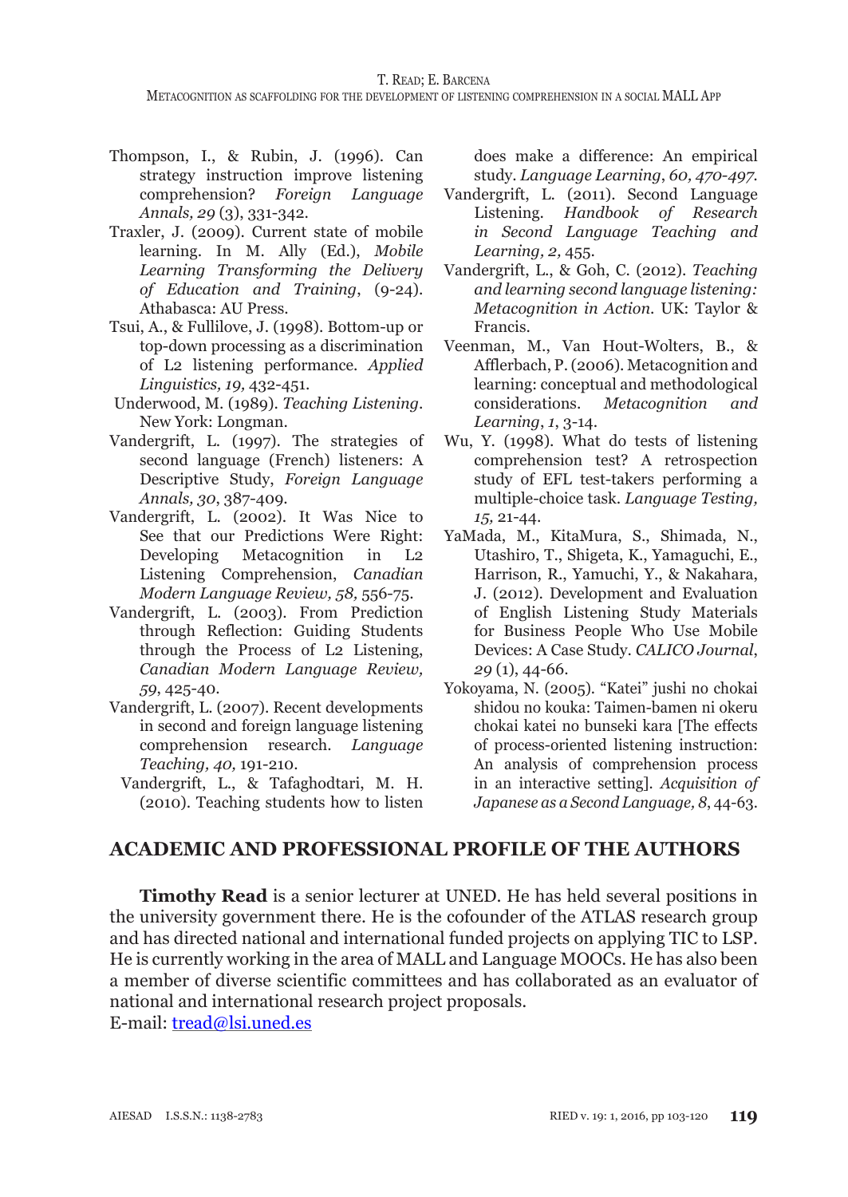Thompson, I., & Rubin, J. (1996). Can strategy instruction improve listening comprehension? *Foreign Language Annals, 29* (3), 331-342.

Traxler, J. (2009). Current state of mobile learning. In M. Ally (Ed.), *Mobile Learning Transforming the Delivery of Education and Training*, (9-24). Athabasca: AU Press.

Tsui, A., & Fullilove, J. (1998). Bottom-up or top-down processing as a discrimination of L2 listening performance. *Applied Linguistics, 19,* 432-451.

Underwood, M. (1989). *Teaching Listening*. New York: Longman.

Vandergrift, L. (1997). The strategies of second language (French) listeners: A Descriptive Study, *Foreign Language Annals, 30*, 387-409.

Vandergrift, L. (2002). It Was Nice to See that our Predictions Were Right: Developing Metacognition in L2 Listening Comprehension, *Canadian Modern Language Review, 58,* 556-75.

Vandergrift, L. (2003). From Prediction through Reflection: Guiding Students through the Process of L2 Listening, *Canadian Modern Language Review, 59*, 425-40.

Vandergrift, L. (2007). Recent developments in second and foreign language listening comprehension research. *Language Teaching, 40,* 191-210.

Vandergrift, L., & Tafaghodtari, M. H. (2010). Teaching students how to listen does make a difference: An empirical study. *Language Learning*, *60, 470-497.*

Vandergrift, L. (2011). Second Language Listening. *Handbook of Research in Second Language Teaching and Learning, 2,* 455.

Vandergrift, L., & Goh, C. (2012). *Teaching and learning second language listening: Metacognition in Action.* UK: Taylor & Francis.

Veenman, M., Van Hout-Wolters, B., & Afflerbach, P. (2006). Metacognition and learning: conceptual and methodological considerations. *Metacognition and Learning*, *1*, 3-14.

Wu, Y. (1998). What do tests of listening comprehension test? A retrospection study of EFL test-takers performing a multiple-choice task. *Language Testing, 15,* 21-44.

YaMada, M., KitaMura, S., Shimada, N., Utashiro, T., Shigeta, K., Yamaguchi, E., Harrison, R., Yamuchi, Y., & Nakahara, J. (2012). Development and Evaluation of English Listening Study Materials for Business People Who Use Mobile Devices: A Case Study. *CALICO Journal*, *29* (1), 44-66.

Yokoyama, N. (2005). "Katei" jushi no chokai shidou no kouka: Taimen-bamen ni okeru chokai katei no bunseki kara [The effects of process-oriented listening instruction: An analysis of comprehension process in an interactive setting]. *Acquisition of Japanese as a Second Language, 8*, 44-63.

## ACADEMIC AND PROFESSIONAL PROFILE OF THE AUTHORS

**Timothy Read** is a senior lecturer at UNED. He has held several positions in the university government there. He is the cofounder of the ATLAS research group and has directed national and international funded projects on applying TIC to LSP. He is currently working in the area of MALL and Language MOOCs. He has also been a member of diverse scientific committees and has collaborated as an evaluator of national and international research project proposals.
E-mail: tread@lsi.uned.es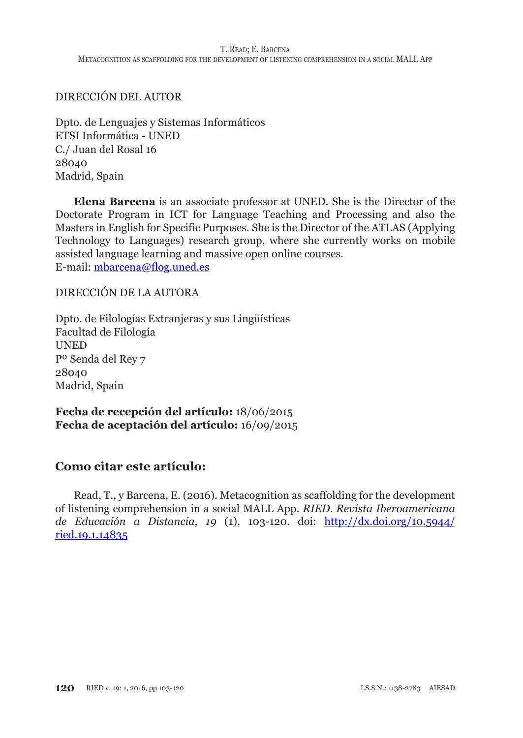DIRECCIÓN DEL AUTOR

Dpto. de Lenguajes y Sistemas Informáticos
ETSI Informática - UNED
C./ Juan del Rosal 16
28040
Madrid, Spain

**Elena Barcena** is an associate professor at UNED. She is the Director of the Doctorate Program in ICT for Language Teaching and Processing and also the Masters in English for Specific Purposes. She is the Director of the ATLAS (Applying Technology to Languages) research group, where she currently works on mobile assisted language learning and massive open online courses.
E-mail: mbarcena@flog.uned.es

DIRECCIÓN DE LA AUTORA

Dpto. de Filologías Extranjeras y sus Lingüísticas
Facultad de Filología
UNED
Pº Senda del Rey 7
28040
Madrid, Spain

**Fecha de recepción del artículo:** 18/06/2015
**Fecha de aceptación del artículo:** 16/09/2015

## Como citar este artículo:

Read, T., y Barcena, E. (2016). Metacognition as scaffolding for the development of listening comprehension in a social MALL App. *RIED. Revista Iberoamericana de Educación a Distancia, 19* (1), 103-120. doi: http://dx.doi.org/10.5944/ried.19.1.14835